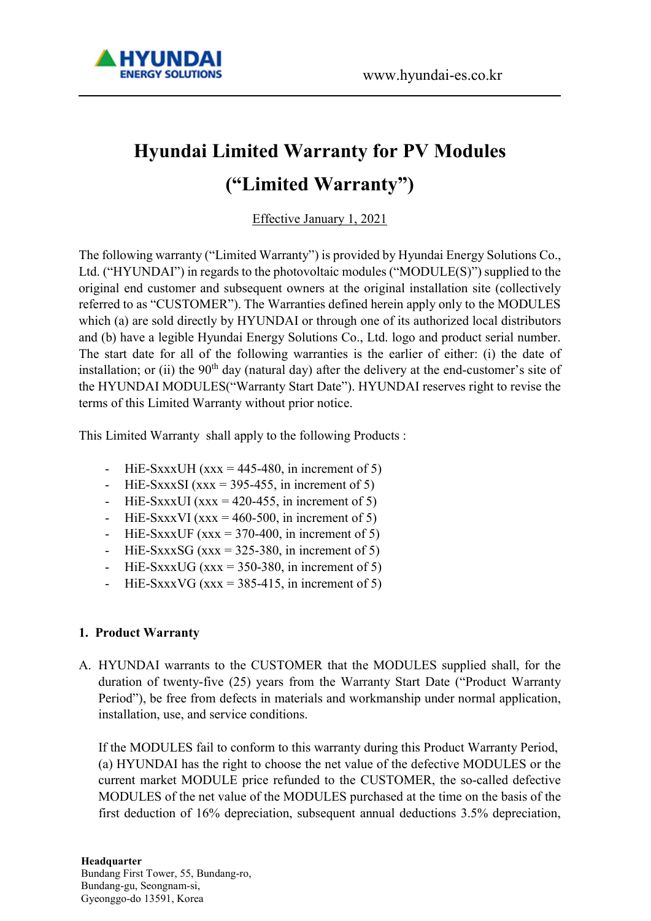# Hyundai Limited Warranty for PV Modules

# ("Limited Warranty")

Effective January 1, 2021

The following warranty ("Limited Warranty") is provided by Hyundai Energy Solutions Co., Ltd. ("HYUNDAI") in regards to the photovoltaic modules ("MODULE(S)") supplied to the original end customer and subsequent owners at the original installation site (collectively referred to as "CUSTOMER"). The Warranties defined herein apply only to the MODULES which (a) are sold directly by HYUNDAI or through one of its authorized local distributors and (b) have a legible Hyundai Energy Solutions Co., Ltd. logo and product serial number. The start date for all of the following warranties is the earlier of either: (i) the date of installation; or (ii) the 90th day (natural day) after the delivery at the end-customer's site of the HYUNDAI MODULES("Warranty Start Date"). HYUNDAI reserves right to revise the terms of this Limited Warranty without prior notice.

This Limited Warranty shall apply to the following Products :

- HiE-SxxxUH (xxx = 445-480, in increment of 5)
- HiE-SxxxSI (xxx = 395-455, in increment of 5)
- HiE-SxxxUI (xxx = 420-455, in increment of 5)
- HiE-SxxxVI (xxx = 460-500, in increment of 5)
- HiE-SxxxUF (xxx = 370-400, in increment of 5)
- HiE-SxxxSG (xxx = 325-380, in increment of 5)
- HiE-SxxxUG (xxx = 350-380, in increment of 5)
- HiE-SxxxVG (xxx = 385-415, in increment of 5)

## 1. Product Warranty

A. HYUNDAI warrants to the CUSTOMER that the MODULES supplied shall, for the duration of twenty-five (25) years from the Warranty Start Date ("Product Warranty Period"), be free from defects in materials and workmanship under normal application, installation, use, and service conditions.

If the MODULES fail to conform to this warranty during this Product Warranty Period, (a) HYUNDAI has the right to choose the net value of the defective MODULES or the current market MODULE price refunded to the CUSTOMER, the so-called defective MODULES of the net value of the MODULES purchased at the time on the basis of the first deduction of 16% depreciation, subsequent annual deductions 3.5% depreciation,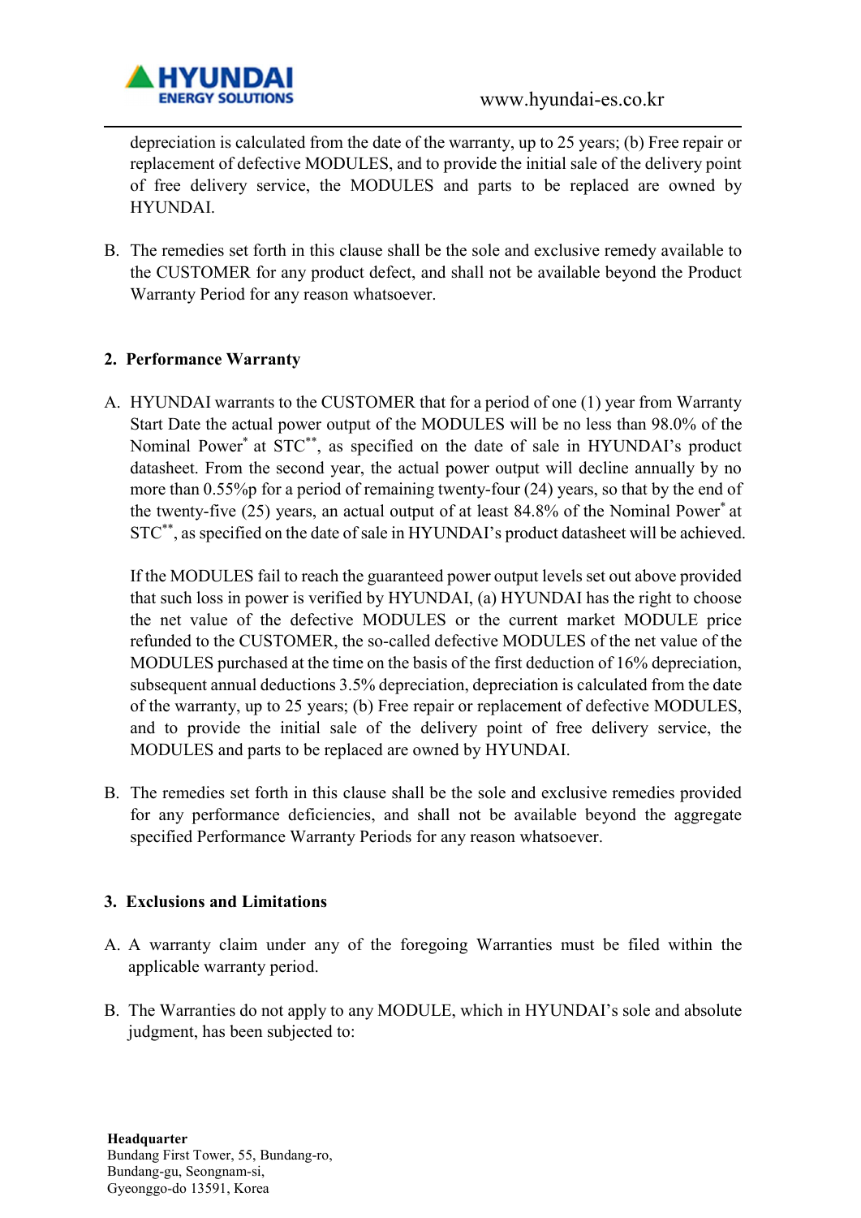depreciation is calculated from the date of the warranty, up to 25 years; (b) Free repair or replacement of defective MODULES, and to provide the initial sale of the delivery point of free delivery service, the MODULES and parts to be replaced are owned by HYUNDAI.

B. The remedies set forth in this clause shall be the sole and exclusive remedy available to the CUSTOMER for any product defect, and shall not be available beyond the Product Warranty Period for any reason whatsoever.

## 2. Performance Warranty

A. HYUNDAI warrants to the CUSTOMER that for a period of one (1) year from Warranty Start Date the actual power output of the MODULES will be no less than 98.0% of the Nominal Power* at STC**, as specified on the date of sale in HYUNDAI's product datasheet. From the second year, the actual power output will decline annually by no more than 0.55%p for a period of remaining twenty-four (24) years, so that by the end of the twenty-five (25) years, an actual output of at least 84.8% of the Nominal Power* at STC**, as specified on the date of sale in HYUNDAI's product datasheet will be achieved.

If the MODULES fail to reach the guaranteed power output levels set out above provided that such loss in power is verified by HYUNDAI, (a) HYUNDAI has the right to choose the net value of the defective MODULES or the current market MODULE price refunded to the CUSTOMER, the so-called defective MODULES of the net value of the MODULES purchased at the time on the basis of the first deduction of 16% depreciation, subsequent annual deductions 3.5% depreciation, depreciation is calculated from the date of the warranty, up to 25 years; (b) Free repair or replacement of defective MODULES, and to provide the initial sale of the delivery point of free delivery service, the MODULES and parts to be replaced are owned by HYUNDAI.

B. The remedies set forth in this clause shall be the sole and exclusive remedies provided for any performance deficiencies, and shall not be available beyond the aggregate specified Performance Warranty Periods for any reason whatsoever.

## 3. Exclusions and Limitations

A. A warranty claim under any of the foregoing Warranties must be filed within the applicable warranty period.

B. The Warranties do not apply to any MODULE, which in HYUNDAI's sole and absolute judgment, has been subjected to: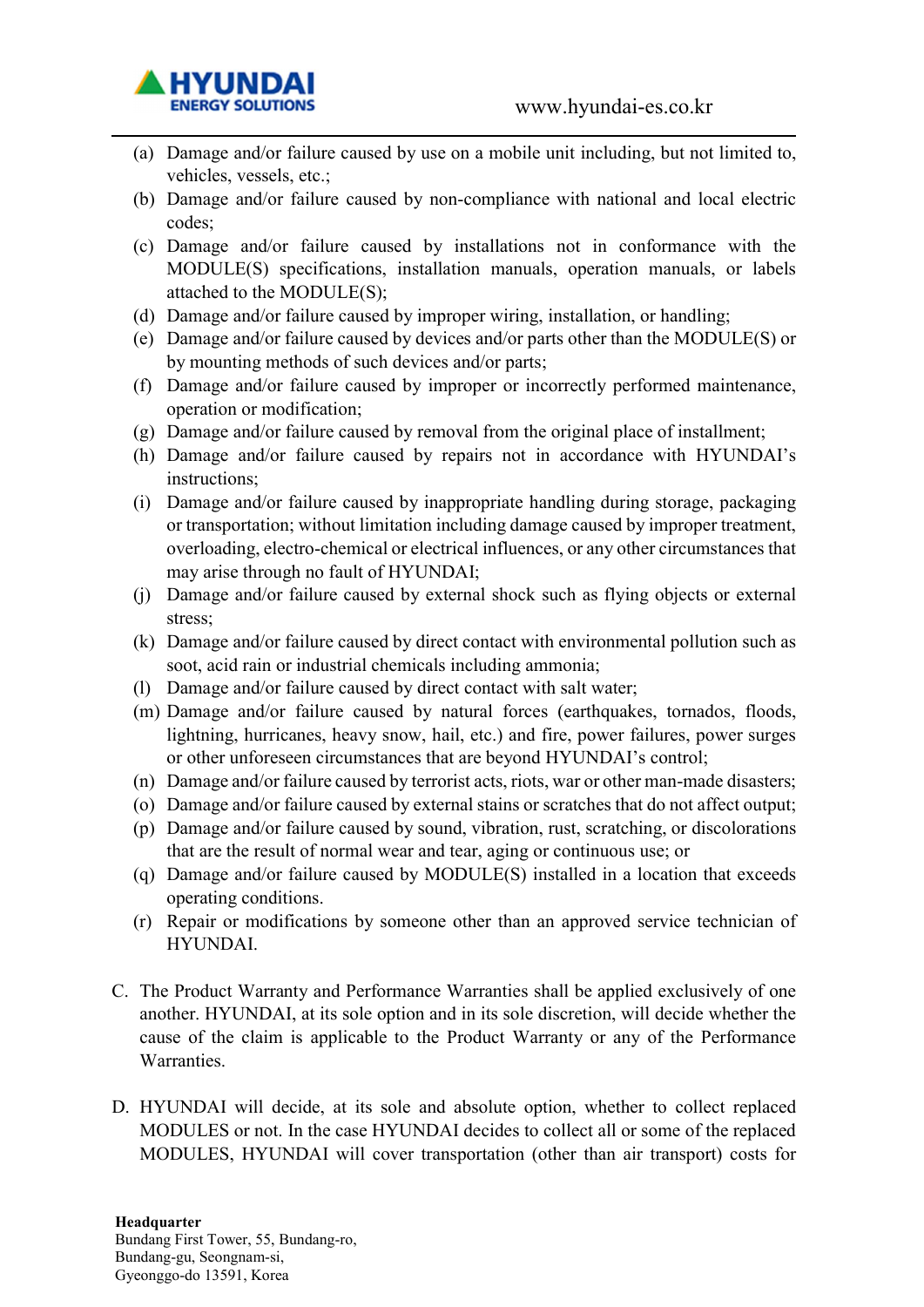(a) Damage and/or failure caused by use on a mobile unit including, but not limited to, vehicles, vessels, etc.;
(b) Damage and/or failure caused by non-compliance with national and local electric codes;
(c) Damage and/or failure caused by installations not in conformance with the MODULE(S) specifications, installation manuals, operation manuals, or labels attached to the MODULE(S);
(d) Damage and/or failure caused by improper wiring, installation, or handling;
(e) Damage and/or failure caused by devices and/or parts other than the MODULE(S) or by mounting methods of such devices and/or parts;
(f) Damage and/or failure caused by improper or incorrectly performed maintenance, operation or modification;
(g) Damage and/or failure caused by removal from the original place of installment;
(h) Damage and/or failure caused by repairs not in accordance with HYUNDAI's instructions;
(i) Damage and/or failure caused by inappropriate handling during storage, packaging or transportation; without limitation including damage caused by improper treatment, overloading, electro-chemical or electrical influences, or any other circumstances that may arise through no fault of HYUNDAI;
(j) Damage and/or failure caused by external shock such as flying objects or external stress;
(k) Damage and/or failure caused by direct contact with environmental pollution such as soot, acid rain or industrial chemicals including ammonia;
(l) Damage and/or failure caused by direct contact with salt water;
(m) Damage and/or failure caused by natural forces (earthquakes, tornados, floods, lightning, hurricanes, heavy snow, hail, etc.) and fire, power failures, power surges or other unforeseen circumstances that are beyond HYUNDAI's control;
(n) Damage and/or failure caused by terrorist acts, riots, war or other man-made disasters;
(o) Damage and/or failure caused by external stains or scratches that do not affect output;
(p) Damage and/or failure caused by sound, vibration, rust, scratching, or discolorations that are the result of normal wear and tear, aging or continuous use; or
(q) Damage and/or failure caused by MODULE(S) installed in a location that exceeds operating conditions.
(r) Repair or modifications by someone other than an approved service technician of HYUNDAI.

C. The Product Warranty and Performance Warranties shall be applied exclusively of one another. HYUNDAI, at its sole option and in its sole discretion, will decide whether the cause of the claim is applicable to the Product Warranty or any of the Performance Warranties.

D. HYUNDAI will decide, at its sole and absolute option, whether to collect replaced MODULES or not. In the case HYUNDAI decides to collect all or some of the replaced MODULES, HYUNDAI will cover transportation (other than air transport) costs for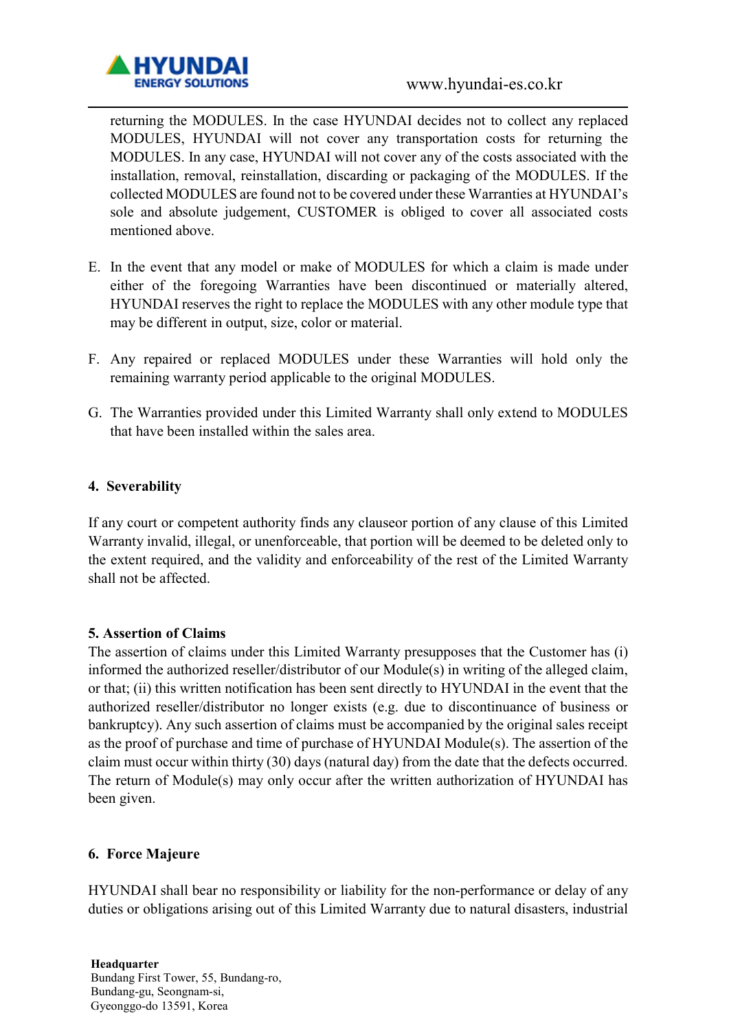returning the MODULES. In the case HYUNDAI decides not to collect any replaced MODULES, HYUNDAI will not cover any transportation costs for returning the MODULES. In any case, HYUNDAI will not cover any of the costs associated with the installation, removal, reinstallation, discarding or packaging of the MODULES. If the collected MODULES are found not to be covered under these Warranties at HYUNDAI's sole and absolute judgement, CUSTOMER is obliged to cover all associated costs mentioned above.

E. In the event that any model or make of MODULES for which a claim is made under either of the foregoing Warranties have been discontinued or materially altered, HYUNDAI reserves the right to replace the MODULES with any other module type that may be different in output, size, color or material.

F. Any repaired or replaced MODULES under these Warranties will hold only the remaining warranty period applicable to the original MODULES.

G. The Warranties provided under this Limited Warranty shall only extend to MODULES that have been installed within the sales area.

**4. Severability**

If any court or competent authority finds any clauseor portion of any clause of this Limited Warranty invalid, illegal, or unenforceable, that portion will be deemed to be deleted only to the extent required, and the validity and enforceability of the rest of the Limited Warranty shall not be affected.

**5. Assertion of Claims**

The assertion of claims under this Limited Warranty presupposes that the Customer has (i) informed the authorized reseller/distributor of our Module(s) in writing of the alleged claim, or that; (ii) this written notification has been sent directly to HYUNDAI in the event that the authorized reseller/distributor no longer exists (e.g. due to discontinuance of business or bankruptcy). Any such assertion of claims must be accompanied by the original sales receipt as the proof of purchase and time of purchase of HYUNDAI Module(s). The assertion of the claim must occur within thirty (30) days (natural day) from the date that the defects occurred. The return of Module(s) may only occur after the written authorization of HYUNDAI has been given.

**6. Force Majeure**

HYUNDAI shall bear no responsibility or liability for the non-performance or delay of any duties or obligations arising out of this Limited Warranty due to natural disasters, industrial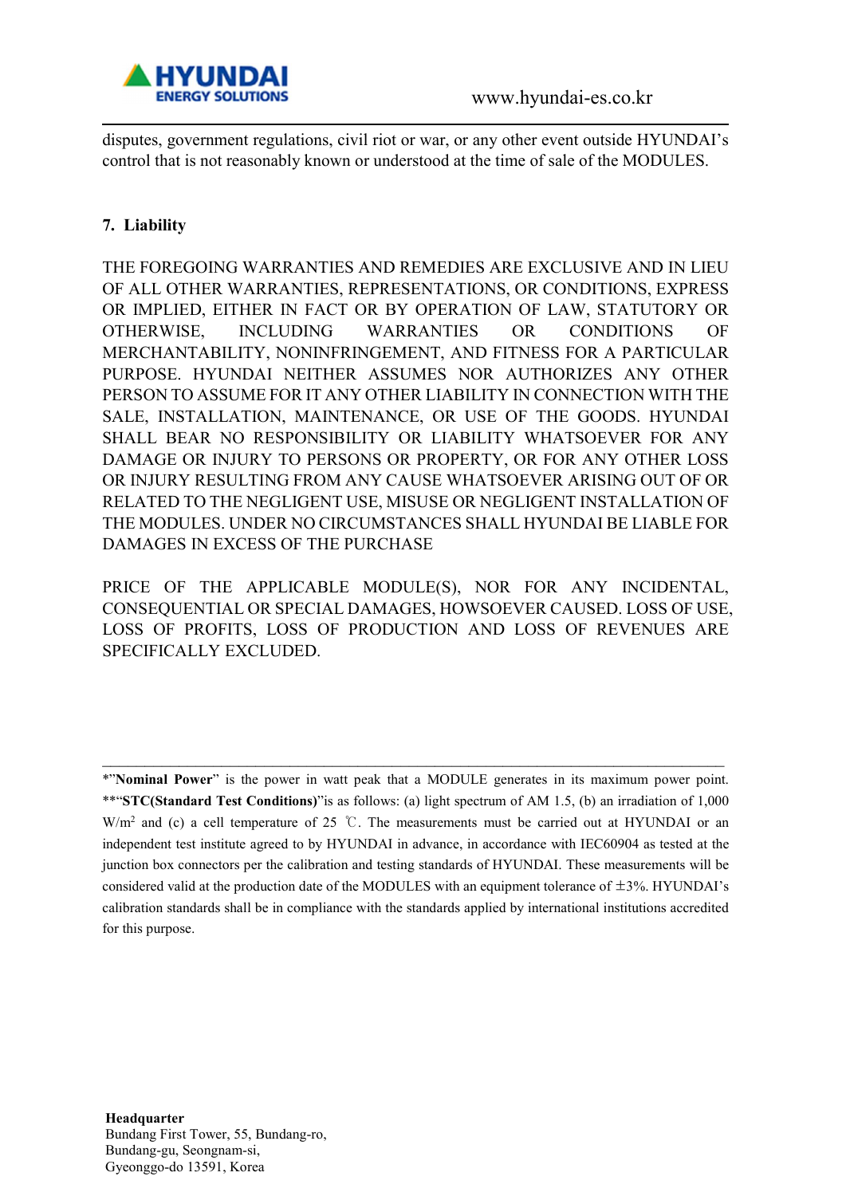disputes, government regulations, civil riot or war, or any other event outside HYUNDAI's control that is not reasonably known or understood at the time of sale of the MODULES.

## 7. Liability

THE FOREGOING WARRANTIES AND REMEDIES ARE EXCLUSIVE AND IN LIEU OF ALL OTHER WARRANTIES, REPRESENTATIONS, OR CONDITIONS, EXPRESS OR IMPLIED, EITHER IN FACT OR BY OPERATION OF LAW, STATUTORY OR OTHERWISE, INCLUDING WARRANTIES OR CONDITIONS OF MERCHANTABILITY, NONINFRINGEMENT, AND FITNESS FOR A PARTICULAR PURPOSE. HYUNDAI NEITHER ASSUMES NOR AUTHORIZES ANY OTHER PERSON TO ASSUME FOR IT ANY OTHER LIABILITY IN CONNECTION WITH THE SALE, INSTALLATION, MAINTENANCE, OR USE OF THE GOODS. HYUNDAI SHALL BEAR NO RESPONSIBILITY OR LIABILITY WHATSOEVER FOR ANY DAMAGE OR INJURY TO PERSONS OR PROPERTY, OR FOR ANY OTHER LOSS OR INJURY RESULTING FROM ANY CAUSE WHATSOEVER ARISING OUT OF OR RELATED TO THE NEGLIGENT USE, MISUSE OR NEGLIGENT INSTALLATION OF THE MODULES. UNDER NO CIRCUMSTANCES SHALL HYUNDAI BE LIABLE FOR DAMAGES IN EXCESS OF THE PURCHASE

PRICE OF THE APPLICABLE MODULE(S), NOR FOR ANY INCIDENTAL, CONSEQUENTIAL OR SPECIAL DAMAGES, HOWSOEVER CAUSED. LOSS OF USE, LOSS OF PROFITS, LOSS OF PRODUCTION AND LOSS OF REVENUES ARE SPECIFICALLY EXCLUDED.

---

*"**Nominal Power**" is the power in watt peak that a MODULE generates in its maximum power point. **"**STC(Standard Test Conditions)**"is as follows: (a) light spectrum of AM 1.5, (b) an irradiation of 1,000 W/m$^2$ and (c) a cell temperature of 25 ℃. The measurements must be carried out at HYUNDAI or an independent test institute agreed to by HYUNDAI in advance, in accordance with IEC60904 as tested at the junction box connectors per the calibration and testing standards of HYUNDAI. These measurements will be considered valid at the production date of the MODULES with an equipment tolerance of ±3%. HYUNDAI's calibration standards shall be in compliance with the standards applied by international institutions accredited for this purpose.

**Headquarter**
Bundang First Tower, 55, Bundang-ro,
Bundang-gu, Seongnam-si,
Gyeonggo-do 13591, Korea